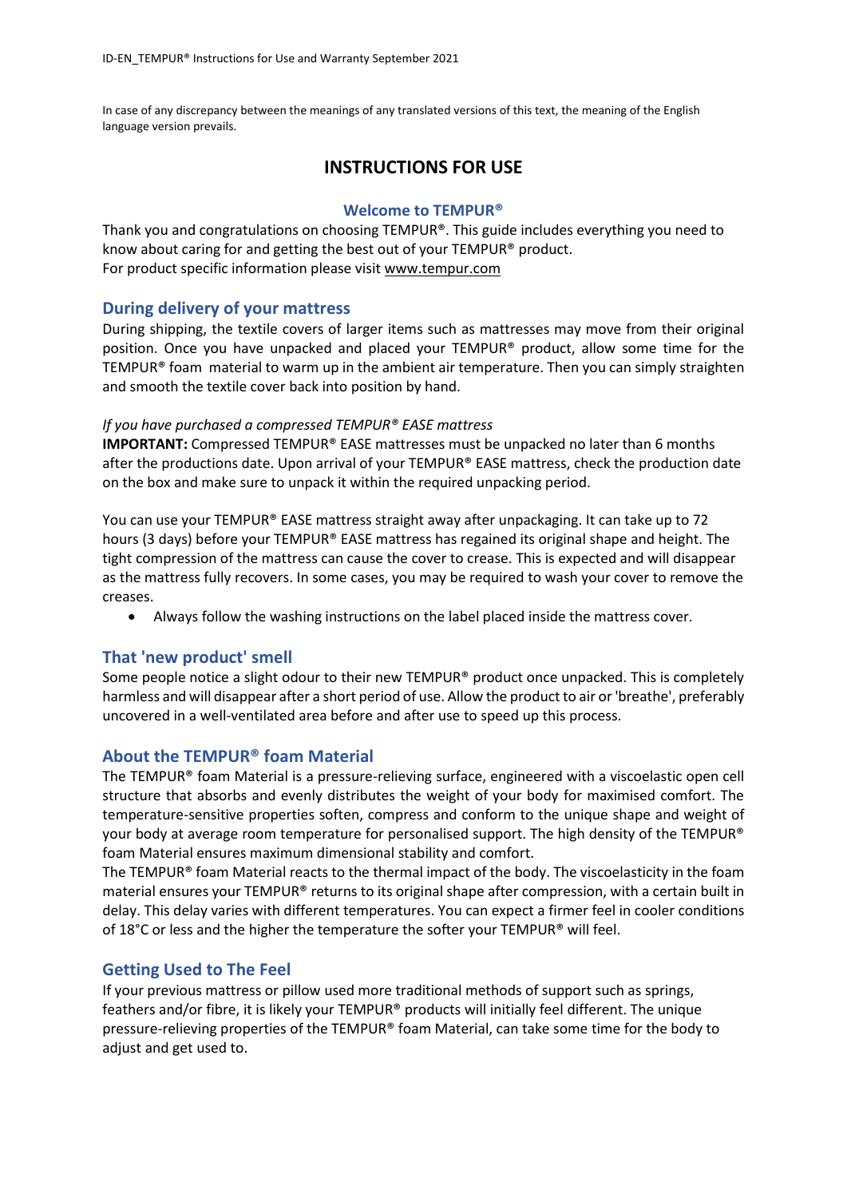ID-EN_TEMPUR® Instructions for Use and Warranty September 2021

In case of any discrepancy between the meanings of any translated versions of this text, the meaning of the English language version prevails.

# INSTRUCTIONS FOR USE

## Welcome to TEMPUR®

Thank you and congratulations on choosing TEMPUR®. This guide includes everything you need to know about caring for and getting the best out of your TEMPUR® product.
For product specific information please visit www.tempur.com

## During delivery of your mattress

During shipping, the textile covers of larger items such as mattresses may move from their original position. Once you have unpacked and placed your TEMPUR® product, allow some time for the TEMPUR® foam material to warm up in the ambient air temperature. Then you can simply straighten and smooth the textile cover back into position by hand.

*If you have purchased a compressed TEMPUR® EASE mattress*

**IMPORTANT:** Compressed TEMPUR® EASE mattresses must be unpacked no later than 6 months after the productions date. Upon arrival of your TEMPUR® EASE mattress, check the production date on the box and make sure to unpack it within the required unpacking period.

You can use your TEMPUR® EASE mattress straight away after unpackaging. It can take up to 72 hours (3 days) before your TEMPUR® EASE mattress has regained its original shape and height. The tight compression of the mattress can cause the cover to crease. This is expected and will disappear as the mattress fully recovers. In some cases, you may be required to wash your cover to remove the creases.

- Always follow the washing instructions on the label placed inside the mattress cover.

## That 'new product' smell

Some people notice a slight odour to their new TEMPUR® product once unpacked. This is completely harmless and will disappear after a short period of use. Allow the product to air or 'breathe', preferably uncovered in a well-ventilated area before and after use to speed up this process.

## About the TEMPUR® foam Material

The TEMPUR® foam Material is a pressure-relieving surface, engineered with a viscoelastic open cell structure that absorbs and evenly distributes the weight of your body for maximised comfort. The temperature-sensitive properties soften, compress and conform to the unique shape and weight of your body at average room temperature for personalised support. The high density of the TEMPUR® foam Material ensures maximum dimensional stability and comfort.
The TEMPUR® foam Material reacts to the thermal impact of the body. The viscoelasticity in the foam material ensures your TEMPUR® returns to its original shape after compression, with a certain built in delay. This delay varies with different temperatures. You can expect a firmer feel in cooler conditions of 18°C or less and the higher the temperature the softer your TEMPUR® will feel.

## Getting Used to The Feel

If your previous mattress or pillow used more traditional methods of support such as springs, feathers and/or fibre, it is likely your TEMPUR® products will initially feel different. The unique pressure-relieving properties of the TEMPUR® foam Material, can take some time for the body to adjust and get used to.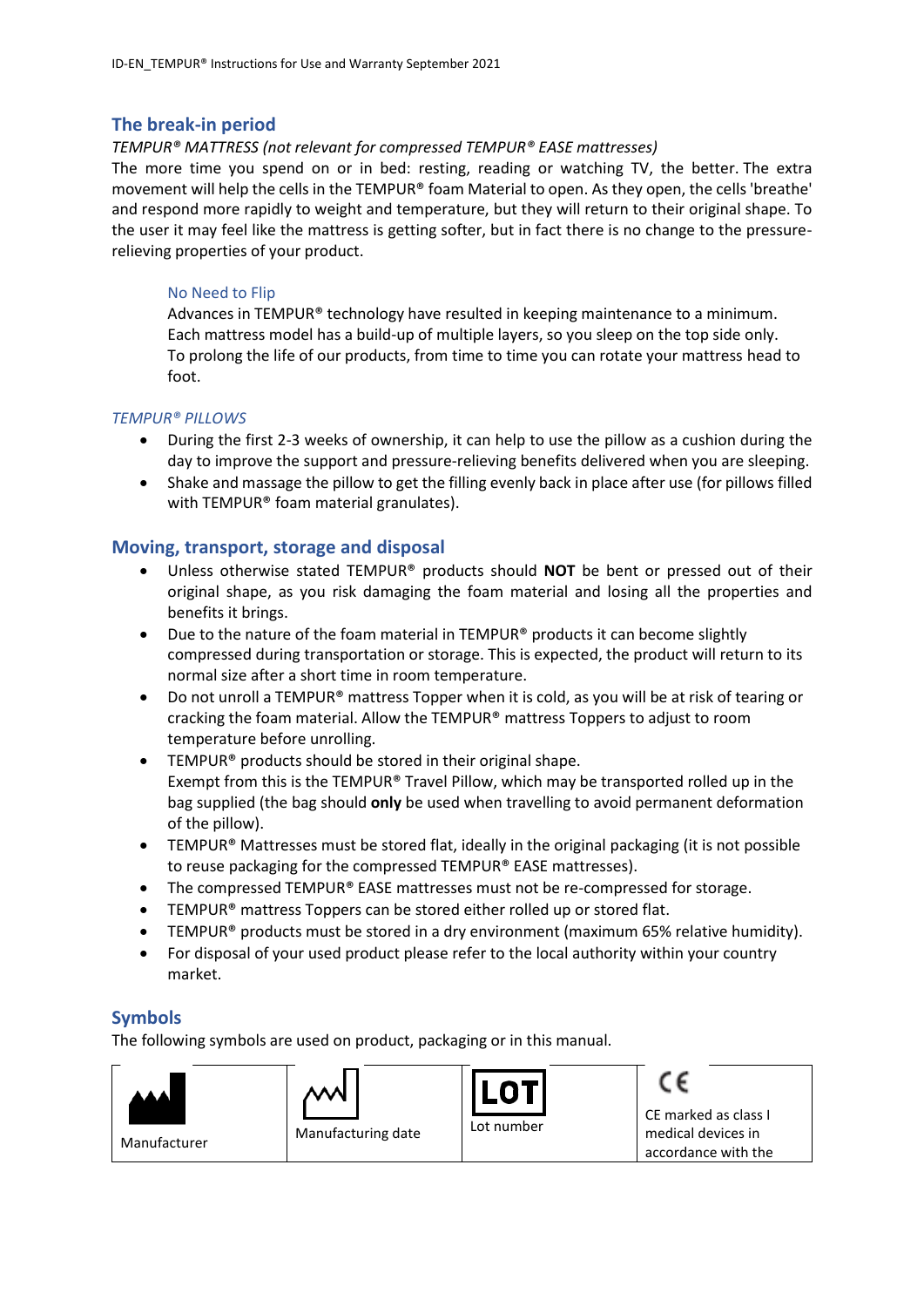## The break-in period

*TEMPUR® MATTRESS (not relevant for compressed TEMPUR® EASE mattresses)*

The more time you spend on or in bed: resting, reading or watching TV, the better. The extra movement will help the cells in the TEMPUR® foam Material to open. As they open, the cells 'breathe' and respond more rapidly to weight and temperature, but they will return to their original shape. To the user it may feel like the mattress is getting softer, but in fact there is no change to the pressure-relieving properties of your product.

### No Need to Flip

Advances in TEMPUR® technology have resulted in keeping maintenance to a minimum. Each mattress model has a build-up of multiple layers, so you sleep on the top side only. To prolong the life of our products, from time to time you can rotate your mattress head to foot.

*TEMPUR® PILLOWS*

- During the first 2-3 weeks of ownership, it can help to use the pillow as a cushion during the day to improve the support and pressure-relieving benefits delivered when you are sleeping.
- Shake and massage the pillow to get the filling evenly back in place after use (for pillows filled with TEMPUR® foam material granulates).

## Moving, transport, storage and disposal

- Unless otherwise stated TEMPUR® products should **NOT** be bent or pressed out of their original shape, as you risk damaging the foam material and losing all the properties and benefits it brings.
- Due to the nature of the foam material in TEMPUR® products it can become slightly compressed during transportation or storage. This is expected, the product will return to its normal size after a short time in room temperature.
- Do not unroll a TEMPUR® mattress Topper when it is cold, as you will be at risk of tearing or cracking the foam material. Allow the TEMPUR® mattress Toppers to adjust to room temperature before unrolling.
- TEMPUR® products should be stored in their original shape. Exempt from this is the TEMPUR® Travel Pillow, which may be transported rolled up in the bag supplied (the bag should **only** be used when travelling to avoid permanent deformation of the pillow).
- TEMPUR® Mattresses must be stored flat, ideally in the original packaging (it is not possible to reuse packaging for the compressed TEMPUR® EASE mattresses).
- The compressed TEMPUR® EASE mattresses must not be re-compressed for storage.
- TEMPUR® mattress Toppers can be stored either rolled up or stored flat.
- TEMPUR® products must be stored in a dry environment (maximum 65% relative humidity).
- For disposal of your used product please refer to the local authority within your country market.

## Symbols

The following symbols are used on product, packaging or in this manual.

| Manufacturer | Manufacturing date | LOT Lot number | CE CE marked as class I medical devices in accordance with the |
|---|---|---|---|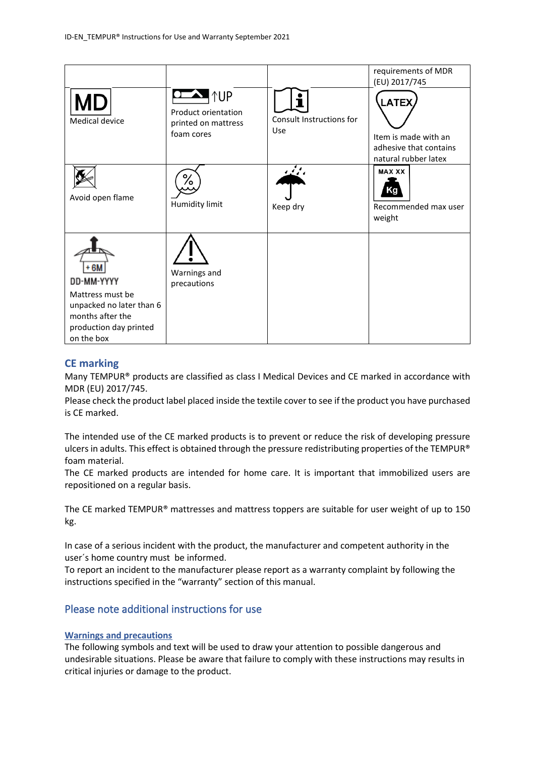| | | | requirements of MDR (EU) 2017/745 |
|---|---|---|---|
| MD Medical device | ↑UP Product orientation printed on mattress foam cores | Consult Instructions for Use | LATEX Item is made with an adhesive that contains natural rubber latex |
| Avoid open flame | Humidity limit | Keep dry | MAX XX Kg Recommended max user weight |
| +6M DD-MM-YYYY Mattress must be unpacked no later than 6 months after the production day printed on the box | Warnings and precautions | | |

## CE marking

Many TEMPUR® products are classified as class I Medical Devices and CE marked in accordance with MDR (EU) 2017/745.
Please check the product label placed inside the textile cover to see if the product you have purchased is CE marked.

The intended use of the CE marked products is to prevent or reduce the risk of developing pressure ulcers in adults. This effect is obtained through the pressure redistributing properties of the TEMPUR® foam material.
The CE marked products are intended for home care. It is important that immobilized users are repositioned on a regular basis.

The CE marked TEMPUR® mattresses and mattress toppers are suitable for user weight of up to 150 kg.

In case of a serious incident with the product, the manufacturer and competent authority in the user´s home country must be informed.
To report an incident to the manufacturer please report as a warranty complaint by following the instructions specified in the "warranty" section of this manual.

## Please note additional instructions for use

### Warnings and precautions

The following symbols and text will be used to draw your attention to possible dangerous and undesirable situations. Please be aware that failure to comply with these instructions may results in critical injuries or damage to the product.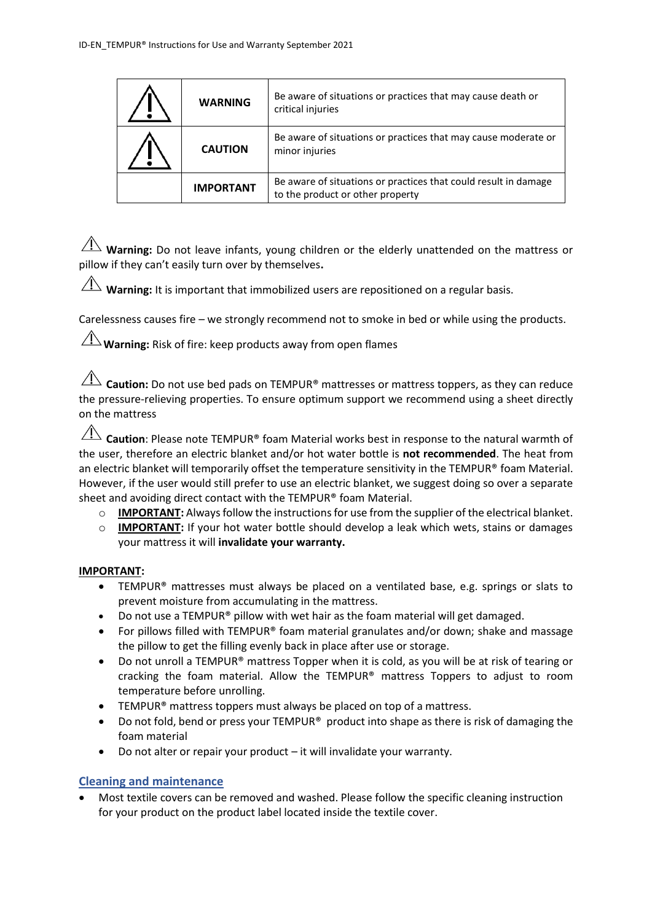| | | |
|---|---|---|
| ⚠ | **WARNING** | Be aware of situations or practices that may cause death or critical injuries |
| ⚠ | **CAUTION** | Be aware of situations or practices that may cause moderate or minor injuries |
| | **IMPORTANT** | Be aware of situations or practices that could result in damage to the product or other property |

⚠ **Warning:** Do not leave infants, young children or the elderly unattended on the mattress or pillow if they can't easily turn over by themselves**.**

⚠ **Warning:** It is important that immobilized users are repositioned on a regular basis.

Carelessness causes fire – we strongly recommend not to smoke in bed or while using the products.

⚠ **Warning:** Risk of fire: keep products away from open flames

⚠ **Caution:** Do not use bed pads on TEMPUR® mattresses or mattress toppers, as they can reduce the pressure-relieving properties. To ensure optimum support we recommend using a sheet directly on the mattress

⚠ **Caution**: Please note TEMPUR® foam Material works best in response to the natural warmth of the user, therefore an electric blanket and/or hot water bottle is **not recommended**. The heat from an electric blanket will temporarily offset the temperature sensitivity in the TEMPUR® foam Material. However, if the user would still prefer to use an electric blanket, we suggest doing so over a separate sheet and avoiding direct contact with the TEMPUR® foam Material.

- **IMPORTANT:** Always follow the instructions for use from the supplier of the electrical blanket.
- **IMPORTANT:** If your hot water bottle should develop a leak which wets, stains or damages your mattress it will **invalidate your warranty.**

**IMPORTANT:**

- TEMPUR® mattresses must always be placed on a ventilated base, e.g. springs or slats to prevent moisture from accumulating in the mattress.
- Do not use a TEMPUR® pillow with wet hair as the foam material will get damaged.
- For pillows filled with TEMPUR® foam material granulates and/or down; shake and massage the pillow to get the filling evenly back in place after use or storage.
- Do not unroll a TEMPUR® mattress Topper when it is cold, as you will be at risk of tearing or cracking the foam material. Allow the TEMPUR® mattress Toppers to adjust to room temperature before unrolling.
- TEMPUR® mattress toppers must always be placed on top of a mattress.
- Do not fold, bend or press your TEMPUR® product into shape as there is risk of damaging the foam material
- Do not alter or repair your product – it will invalidate your warranty.

## Cleaning and maintenance

- Most textile covers can be removed and washed. Please follow the specific cleaning instruction for your product on the product label located inside the textile cover.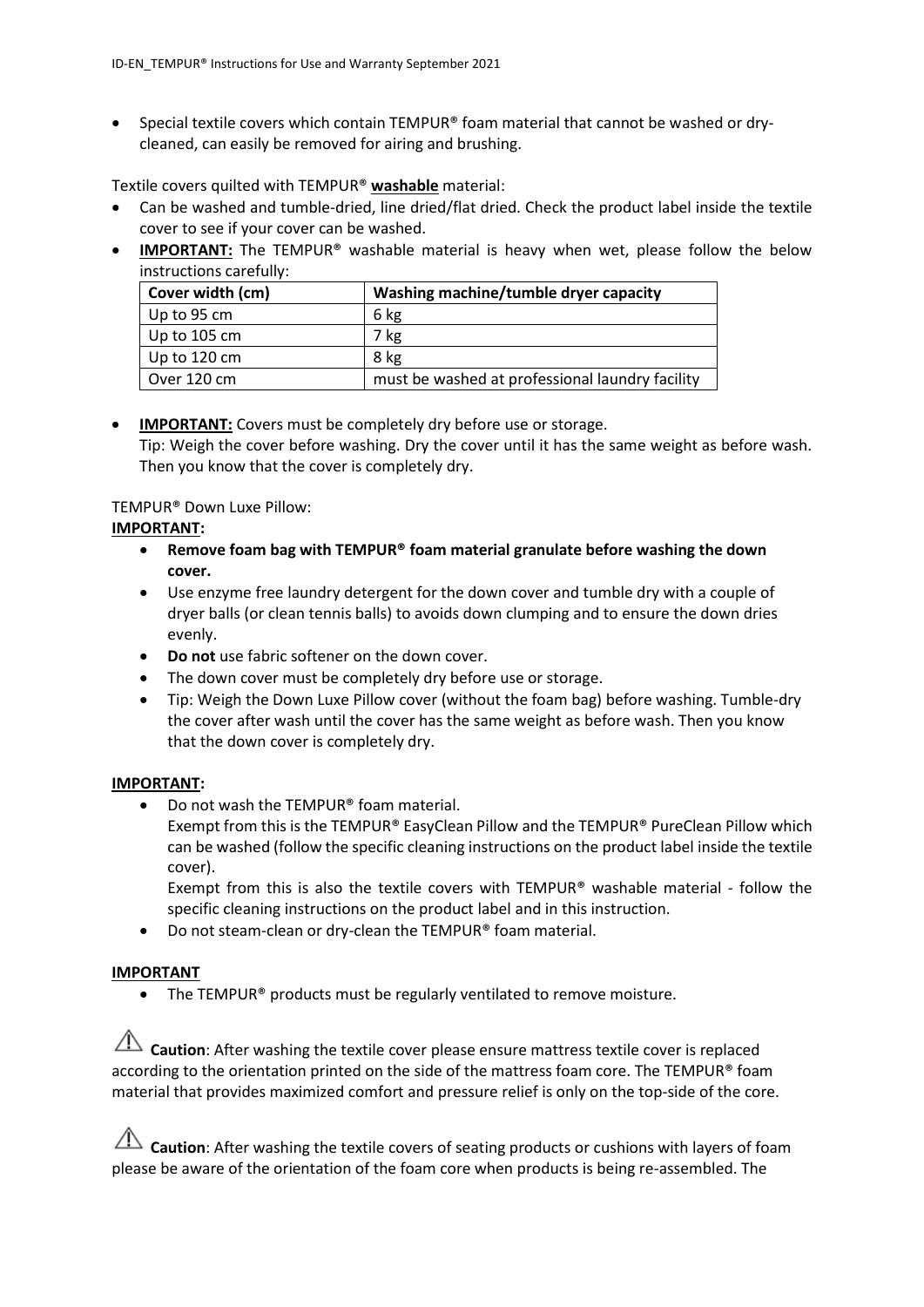- Special textile covers which contain TEMPUR® foam material that cannot be washed or dry-cleaned, can easily be removed for airing and brushing.

Textile covers quilted with TEMPUR® **washable** material:

- Can be washed and tumble-dried, line dried/flat dried. Check the product label inside the textile cover to see if your cover can be washed.
- **IMPORTANT:** The TEMPUR® washable material is heavy when wet, please follow the below instructions carefully:

| Cover width (cm) | Washing machine/tumble dryer capacity |
| --- | --- |
| Up to 95 cm | 6 kg |
| Up to 105 cm | 7 kg |
| Up to 120 cm | 8 kg |
| Over 120 cm | must be washed at professional laundry facility |

- **IMPORTANT:** Covers must be completely dry before use or storage.
  Tip: Weigh the cover before washing. Dry the cover until it has the same weight as before wash. Then you know that the cover is completely dry.

TEMPUR® Down Luxe Pillow:

**IMPORTANT:**

- **Remove foam bag with TEMPUR® foam material granulate before washing the down cover.**
- Use enzyme free laundry detergent for the down cover and tumble dry with a couple of dryer balls (or clean tennis balls) to avoids down clumping and to ensure the down dries evenly.
- **Do not** use fabric softener on the down cover.
- The down cover must be completely dry before use or storage.
- Tip: Weigh the Down Luxe Pillow cover (without the foam bag) before washing. Tumble-dry the cover after wash until the cover has the same weight as before wash. Then you know that the down cover is completely dry.

**IMPORTANT:**

- Do not wash the TEMPUR® foam material.
  Exempt from this is the TEMPUR® EasyClean Pillow and the TEMPUR® PureClean Pillow which can be washed (follow the specific cleaning instructions on the product label inside the textile cover).
  Exempt from this is also the textile covers with TEMPUR® washable material - follow the specific cleaning instructions on the product label and in this instruction.
- Do not steam-clean or dry-clean the TEMPUR® foam material.

**IMPORTANT**

- The TEMPUR® products must be regularly ventilated to remove moisture.

⚠ **Caution**: After washing the textile cover please ensure mattress textile cover is replaced according to the orientation printed on the side of the mattress foam core. The TEMPUR® foam material that provides maximized comfort and pressure relief is only on the top-side of the core.

⚠ **Caution**: After washing the textile covers of seating products or cushions with layers of foam please be aware of the orientation of the foam core when products is being re-assembled. The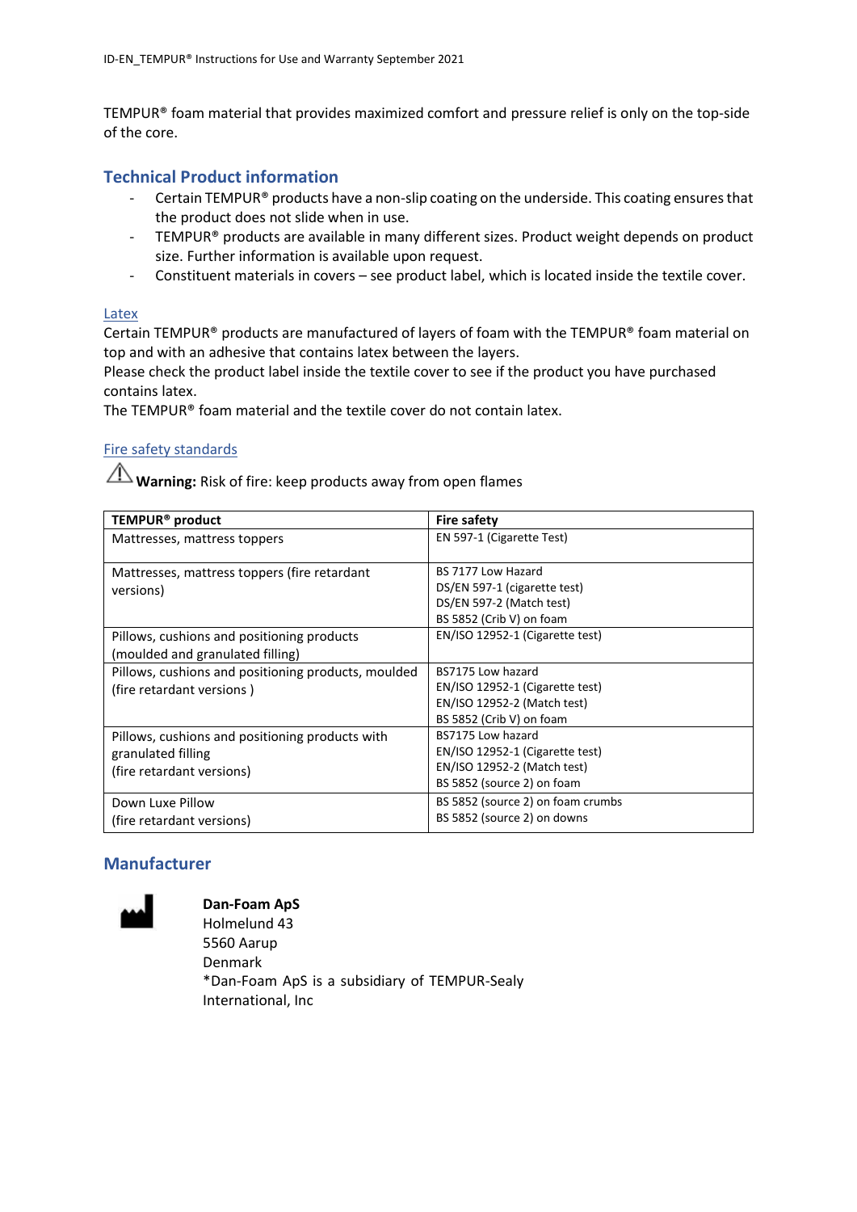TEMPUR® foam material that provides maximized comfort and pressure relief is only on the top-side of the core.

## Technical Product information

- Certain TEMPUR® products have a non-slip coating on the underside. This coating ensures that the product does not slide when in use.
- TEMPUR® products are available in many different sizes. Product weight depends on product size. Further information is available upon request.
- Constituent materials in covers – see product label, which is located inside the textile cover.

### Latex

Certain TEMPUR® products are manufactured of layers of foam with the TEMPUR® foam material on top and with an adhesive that contains latex between the layers.
Please check the product label inside the textile cover to see if the product you have purchased contains latex.
The TEMPUR® foam material and the textile cover do not contain latex.

### Fire safety standards

⚠ **Warning:** Risk of fire: keep products away from open flames

| TEMPUR® product | Fire safety |
|---|---|
| Mattresses, mattress toppers | EN 597-1 (Cigarette Test) |
| Mattresses, mattress toppers (fire retardant versions) | BS 7177 Low Hazard<br>DS/EN 597-1 (cigarette test)<br>DS/EN 597-2 (Match test)<br>BS 5852 (Crib V) on foam |
| Pillows, cushions and positioning products (moulded and granulated filling) | EN/ISO 12952-1 (Cigarette test) |
| Pillows, cushions and positioning products, moulded (fire retardant versions ) | BS7175 Low hazard<br>EN/ISO 12952-1 (Cigarette test)<br>EN/ISO 12952-2 (Match test)<br>BS 5852 (Crib V) on foam |
| Pillows, cushions and positioning products with granulated filling (fire retardant versions) | BS7175 Low hazard<br>EN/ISO 12952-1 (Cigarette test)<br>EN/ISO 12952-2 (Match test)<br>BS 5852 (source 2) on foam |
| Down Luxe Pillow (fire retardant versions) | BS 5852 (source 2) on foam crumbs<br>BS 5852 (source 2) on downs |

## Manufacturer

**Dan-Foam ApS**
Holmelund 43
5560 Aarup
Denmark
*Dan-Foam ApS is a subsidiary of TEMPUR-Sealy International, Inc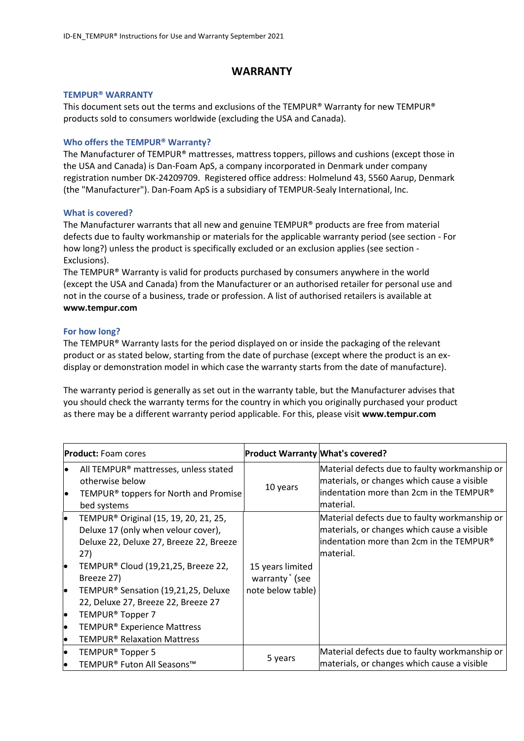# WARRANTY

### TEMPUR® WARRANTY

This document sets out the terms and exclusions of the TEMPUR® Warranty for new TEMPUR® products sold to consumers worldwide (excluding the USA and Canada).

### Who offers the TEMPUR® Warranty?

The Manufacturer of TEMPUR® mattresses, mattress toppers, pillows and cushions (except those in the USA and Canada) is Dan-Foam ApS, a company incorporated in Denmark under company registration number DK-24209709. Registered office address: Holmelund 43, 5560 Aarup, Denmark (the "Manufacturer"). Dan-Foam ApS is a subsidiary of TEMPUR-Sealy International, Inc.

### What is covered?

The Manufacturer warrants that all new and genuine TEMPUR® products are free from material defects due to faulty workmanship or materials for the applicable warranty period (see section - For how long?) unless the product is specifically excluded or an exclusion applies (see section - Exclusions).

The TEMPUR® Warranty is valid for products purchased by consumers anywhere in the world (except the USA and Canada) from the Manufacturer or an authorised retailer for personal use and not in the course of a business, trade or profession. A list of authorised retailers is available at **www.tempur.com**

### For how long?

The TEMPUR® Warranty lasts for the period displayed on or inside the packaging of the relevant product or as stated below, starting from the date of purchase (except where the product is an ex-display or demonstration model in which case the warranty starts from the date of manufacture).

The warranty period is generally as set out in the warranty table, but the Manufacturer advises that you should check the warranty terms for the country in which you originally purchased your product as there may be a different warranty period applicable. For this, please visit **www.tempur.com**

| **Product:** Foam cores | **Product Warranty** | **What's covered?** |
|---|---|---|
| • All TEMPUR® mattresses, unless stated otherwise below<br>• TEMPUR® toppers for North and Promise bed systems | 10 years | Material defects due to faulty workmanship or materials, or changes which cause a visible indentation more than 2cm in the TEMPUR® material. |
| • TEMPUR® Original (15, 19, 20, 21, 25, Deluxe 17 (only when velour cover), Deluxe 22, Deluxe 27, Breeze 22, Breeze 27)<br>• TEMPUR® Cloud (19,21,25, Breeze 22, Breeze 27)<br>• TEMPUR® Sensation (19,21,25, Deluxe 22, Deluxe 27, Breeze 22, Breeze 27<br>• TEMPUR® Topper 7<br>• TEMPUR® Experience Mattress<br>• TEMPUR® Relaxation Mattress | 15 years limited warranty * (see note below table) | Material defects due to faulty workmanship or materials, or changes which cause a visible indentation more than 2cm in the TEMPUR® material. |
| • TEMPUR® Topper 5<br>• TEMPUR® Futon All Seasons™ | 5 years | Material defects due to faulty workmanship or materials, or changes which cause a visible |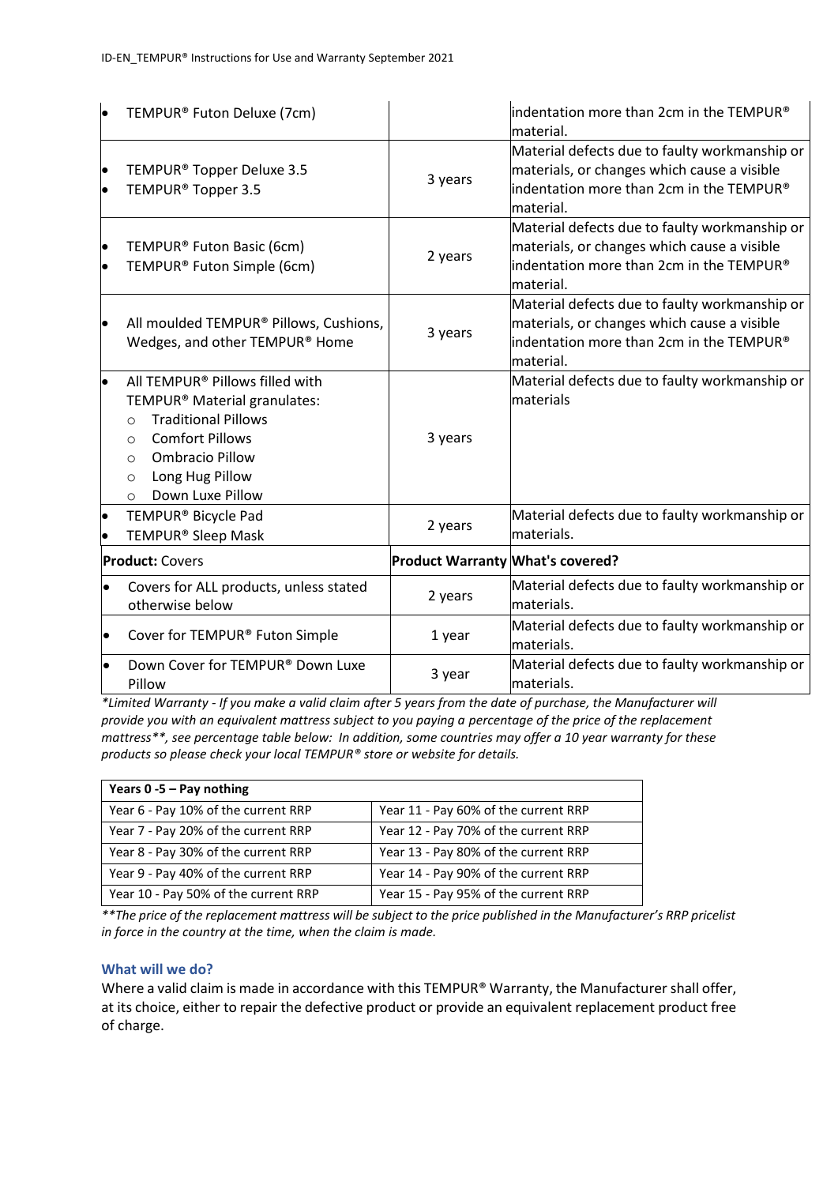| | | |
|---|---|---|
| • TEMPUR® Futon Deluxe (7cm) | | indentation more than 2cm in the TEMPUR® material. |
| • TEMPUR® Topper Deluxe 3.5<br>• TEMPUR® Topper 3.5 | 3 years | Material defects due to faulty workmanship or materials, or changes which cause a visible indentation more than 2cm in the TEMPUR® material. |
| • TEMPUR® Futon Basic (6cm)<br>• TEMPUR® Futon Simple (6cm) | 2 years | Material defects due to faulty workmanship or materials, or changes which cause a visible indentation more than 2cm in the TEMPUR® material. |
| • All moulded TEMPUR® Pillows, Cushions, Wedges, and other TEMPUR® Home | 3 years | Material defects due to faulty workmanship or materials, or changes which cause a visible indentation more than 2cm in the TEMPUR® material. |
| • All TEMPUR® Pillows filled with TEMPUR® Material granulates:<br>○ Traditional Pillows<br>○ Comfort Pillows<br>○ Ombracio Pillow<br>○ Long Hug Pillow<br>○ Down Luxe Pillow | 3 years | Material defects due to faulty workmanship or materials |
| • TEMPUR® Bicycle Pad<br>• TEMPUR® Sleep Mask | 2 years | Material defects due to faulty workmanship or materials. |
| **Product:** Covers | **Product Warranty** | **What's covered?** |
| • Covers for ALL products, unless stated otherwise below | 2 years | Material defects due to faulty workmanship or materials. |
| • Cover for TEMPUR® Futon Simple | 1 year | Material defects due to faulty workmanship or materials. |
| • Down Cover for TEMPUR® Down Luxe Pillow | 3 year | Material defects due to faulty workmanship or materials. |

*\*Limited Warranty - If you make a valid claim after 5 years from the date of purchase, the Manufacturer will provide you with an equivalent mattress subject to you paying a percentage of the price of the replacement mattress\*\*, see percentage table below: In addition, some countries may offer a 10 year warranty for these products so please check your local TEMPUR® store or website for details.*

| **Years 0 -5 – Pay nothing** | |
|---|---|
| Year 6 - Pay 10% of the current RRP | Year 11 - Pay 60% of the current RRP |
| Year 7 - Pay 20% of the current RRP | Year 12 - Pay 70% of the current RRP |
| Year 8 - Pay 30% of the current RRP | Year 13 - Pay 80% of the current RRP |
| Year 9 - Pay 40% of the current RRP | Year 14 - Pay 90% of the current RRP |
| Year 10 - Pay 50% of the current RRP | Year 15 - Pay 95% of the current RRP |

*\*\*The price of the replacement mattress will be subject to the price published in the Manufacturer's RRP pricelist in force in the country at the time, when the claim is made.*

### What will we do?

Where a valid claim is made in accordance with this TEMPUR® Warranty, the Manufacturer shall offer, at its choice, either to repair the defective product or provide an equivalent replacement product free of charge.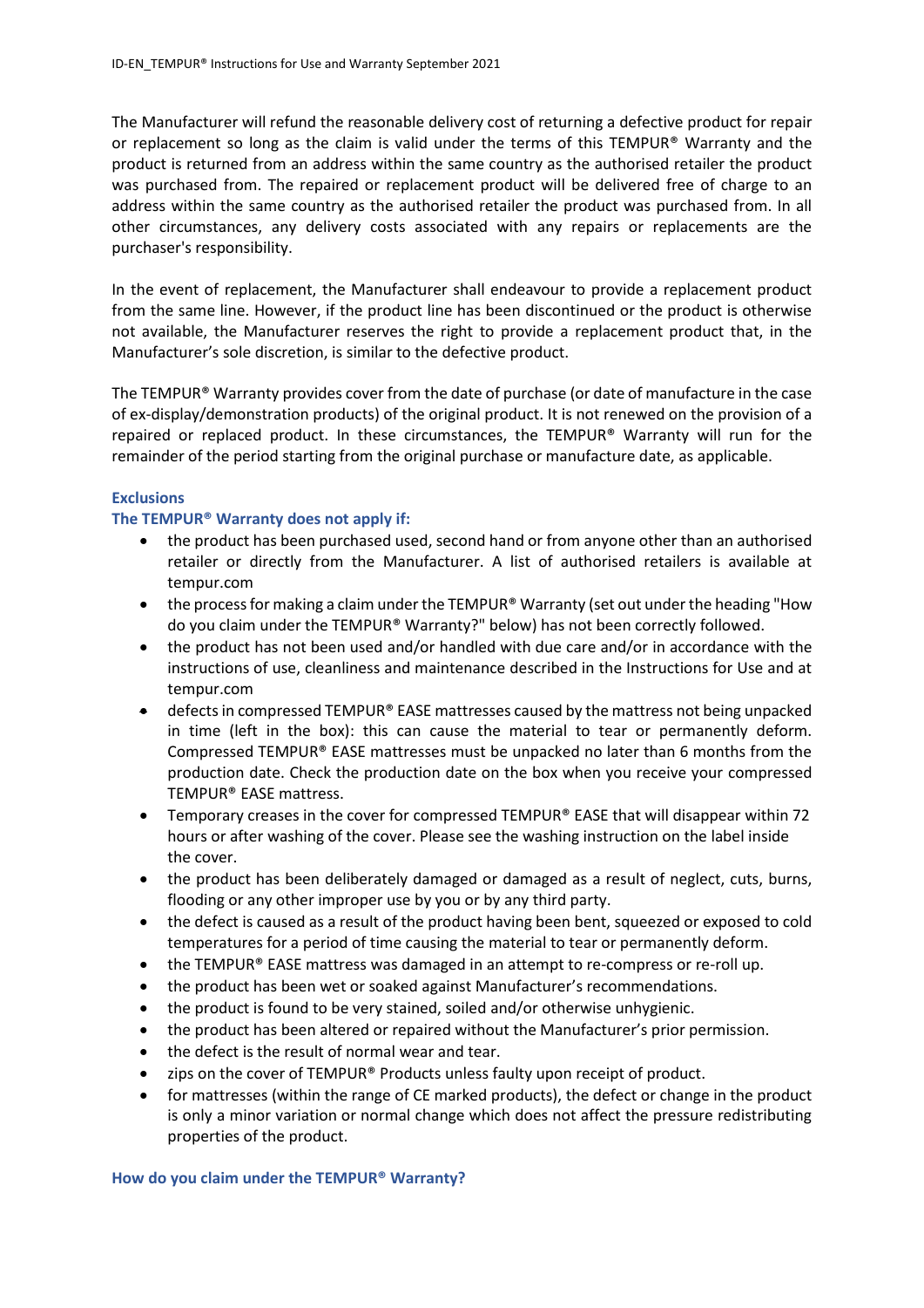The Manufacturer will refund the reasonable delivery cost of returning a defective product for repair or replacement so long as the claim is valid under the terms of this TEMPUR® Warranty and the product is returned from an address within the same country as the authorised retailer the product was purchased from. The repaired or replacement product will be delivered free of charge to an address within the same country as the authorised retailer the product was purchased from. In all other circumstances, any delivery costs associated with any repairs or replacements are the purchaser's responsibility.

In the event of replacement, the Manufacturer shall endeavour to provide a replacement product from the same line. However, if the product line has been discontinued or the product is otherwise not available, the Manufacturer reserves the right to provide a replacement product that, in the Manufacturer's sole discretion, is similar to the defective product.

The TEMPUR® Warranty provides cover from the date of purchase (or date of manufacture in the case of ex-display/demonstration products) of the original product. It is not renewed on the provision of a repaired or replaced product. In these circumstances, the TEMPUR® Warranty will run for the remainder of the period starting from the original purchase or manufacture date, as applicable.

### Exclusions

### The TEMPUR® Warranty does not apply if:

- the product has been purchased used, second hand or from anyone other than an authorised retailer or directly from the Manufacturer. A list of authorised retailers is available at tempur.com
- the process for making a claim under the TEMPUR® Warranty (set out under the heading "How do you claim under the TEMPUR® Warranty?" below) has not been correctly followed.
- the product has not been used and/or handled with due care and/or in accordance with the instructions of use, cleanliness and maintenance described in the Instructions for Use and at tempur.com
- defects in compressed TEMPUR® EASE mattresses caused by the mattress not being unpacked in time (left in the box): this can cause the material to tear or permanently deform. Compressed TEMPUR® EASE mattresses must be unpacked no later than 6 months from the production date. Check the production date on the box when you receive your compressed TEMPUR® EASE mattress.
- Temporary creases in the cover for compressed TEMPUR® EASE that will disappear within 72 hours or after washing of the cover. Please see the washing instruction on the label inside the cover.
- the product has been deliberately damaged or damaged as a result of neglect, cuts, burns, flooding or any other improper use by you or by any third party.
- the defect is caused as a result of the product having been bent, squeezed or exposed to cold temperatures for a period of time causing the material to tear or permanently deform.
- the TEMPUR® EASE mattress was damaged in an attempt to re-compress or re-roll up.
- the product has been wet or soaked against Manufacturer's recommendations.
- the product is found to be very stained, soiled and/or otherwise unhygienic.
- the product has been altered or repaired without the Manufacturer's prior permission.
- the defect is the result of normal wear and tear.
- zips on the cover of TEMPUR® Products unless faulty upon receipt of product.
- for mattresses (within the range of CE marked products), the defect or change in the product is only a minor variation or normal change which does not affect the pressure redistributing properties of the product.

### How do you claim under the TEMPUR® Warranty?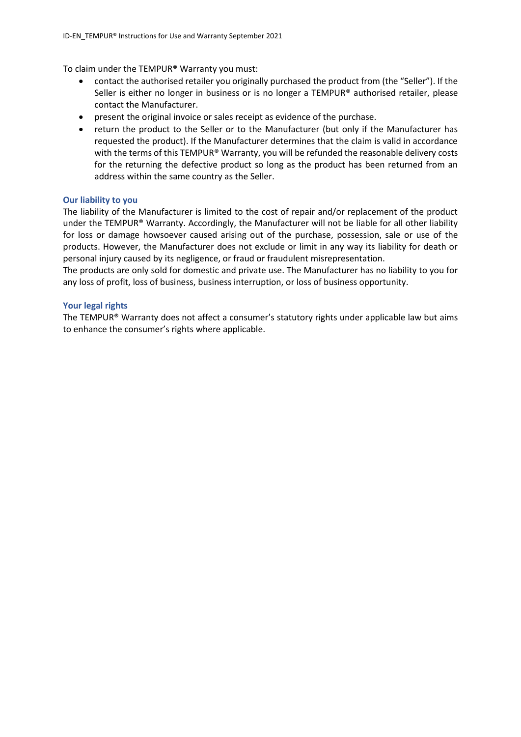To claim under the TEMPUR® Warranty you must:

- contact the authorised retailer you originally purchased the product from (the "Seller"). If the Seller is either no longer in business or is no longer a TEMPUR® authorised retailer, please contact the Manufacturer.
- present the original invoice or sales receipt as evidence of the purchase.
- return the product to the Seller or to the Manufacturer (but only if the Manufacturer has requested the product). If the Manufacturer determines that the claim is valid in accordance with the terms of this TEMPUR® Warranty, you will be refunded the reasonable delivery costs for the returning the defective product so long as the product has been returned from an address within the same country as the Seller.

### Our liability to you

The liability of the Manufacturer is limited to the cost of repair and/or replacement of the product under the TEMPUR® Warranty. Accordingly, the Manufacturer will not be liable for all other liability for loss or damage howsoever caused arising out of the purchase, possession, sale or use of the products. However, the Manufacturer does not exclude or limit in any way its liability for death or personal injury caused by its negligence, or fraud or fraudulent misrepresentation.
The products are only sold for domestic and private use. The Manufacturer has no liability to you for any loss of profit, loss of business, business interruption, or loss of business opportunity.

### Your legal rights

The TEMPUR® Warranty does not affect a consumer's statutory rights under applicable law but aims to enhance the consumer's rights where applicable.